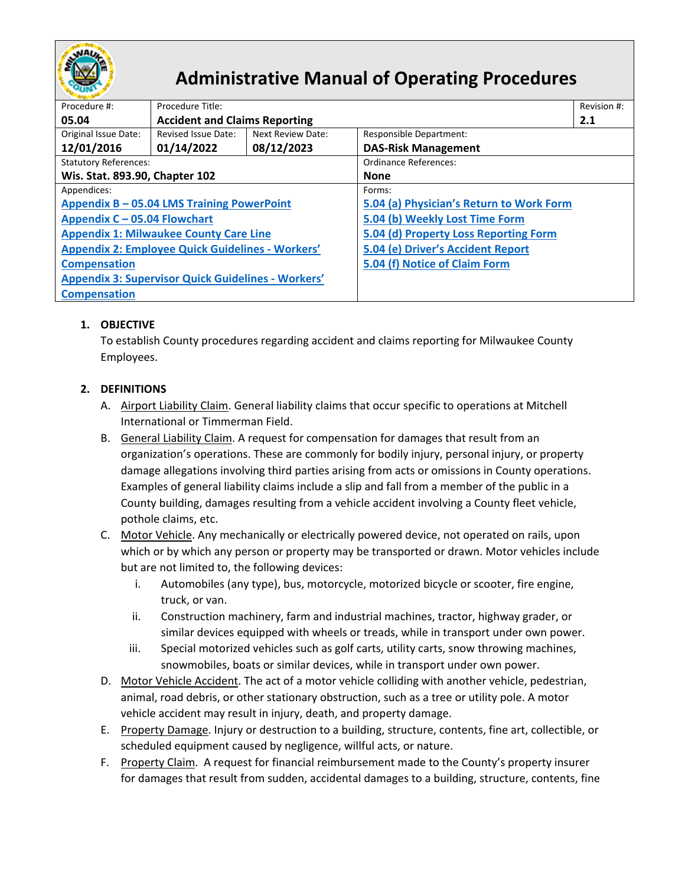# Administrative Manual of Operating Procedures

| Procedure #: | Procedure Title: | | | Revision #: |
|---|---|---|---|---|
| **05.04** | **Accident and Claims Reporting** | | | **2.1** |
| Original Issue Date: **12/01/2016** | Revised Issue Date: **01/14/2022** | Next Review Date: **08/12/2023** | Responsible Department: **DAS-Risk Management** | |
| Statutory References: **Wis. Stat. 893.90, Chapter 102** | | | Ordinance References: **None** | |
| Appendices: **Appendix B – 05.04 LMS Training PowerPoint**; **Appendix C – 05.04 Flowchart**; **Appendix 1: Milwaukee County Care Line**; **Appendix 2: Employee Quick Guidelines - Workers' Compensation**; **Appendix 3: Supervisor Quick Guidelines - Workers' Compensation** | | | Forms: **5.04 (a) Physician's Return to Work Form**; **5.04 (b) Weekly Lost Time Form**; **5.04 (d) Property Loss Reporting Form**; **5.04 (e) Driver's Accident Report**; **5.04 (f) Notice of Claim Form** | |

1. **OBJECTIVE**

   To establish County procedures regarding accident and claims reporting for Milwaukee County Employees.

2. **DEFINITIONS**

   A. Airport Liability Claim. General liability claims that occur specific to operations at Mitchell International or Timmerman Field.

   B. General Liability Claim. A request for compensation for damages that result from an organization's operations. These are commonly for bodily injury, personal injury, or property damage allegations involving third parties arising from acts or omissions in County operations. Examples of general liability claims include a slip and fall from a member of the public in a County building, damages resulting from a vehicle accident involving a County fleet vehicle, pothole claims, etc.

   C. Motor Vehicle. Any mechanically or electrically powered device, not operated on rails, upon which or by which any person or property may be transported or drawn. Motor vehicles include but are not limited to, the following devices:

      i. Automobiles (any type), bus, motorcycle, motorized bicycle or scooter, fire engine, truck, or van.

      ii. Construction machinery, farm and industrial machines, tractor, highway grader, or similar devices equipped with wheels or treads, while in transport under own power.

      iii. Special motorized vehicles such as golf carts, utility carts, snow throwing machines, snowmobiles, boats or similar devices, while in transport under own power.

   D. Motor Vehicle Accident. The act of a motor vehicle colliding with another vehicle, pedestrian, animal, road debris, or other stationary obstruction, such as a tree or utility pole. A motor vehicle accident may result in injury, death, and property damage.

   E. Property Damage. Injury or destruction to a building, structure, contents, fine art, collectible, or scheduled equipment caused by negligence, willful acts, or nature.

   F. Property Claim. A request for financial reimbursement made to the County's property insurer for damages that result from sudden, accidental damages to a building, structure, contents, fine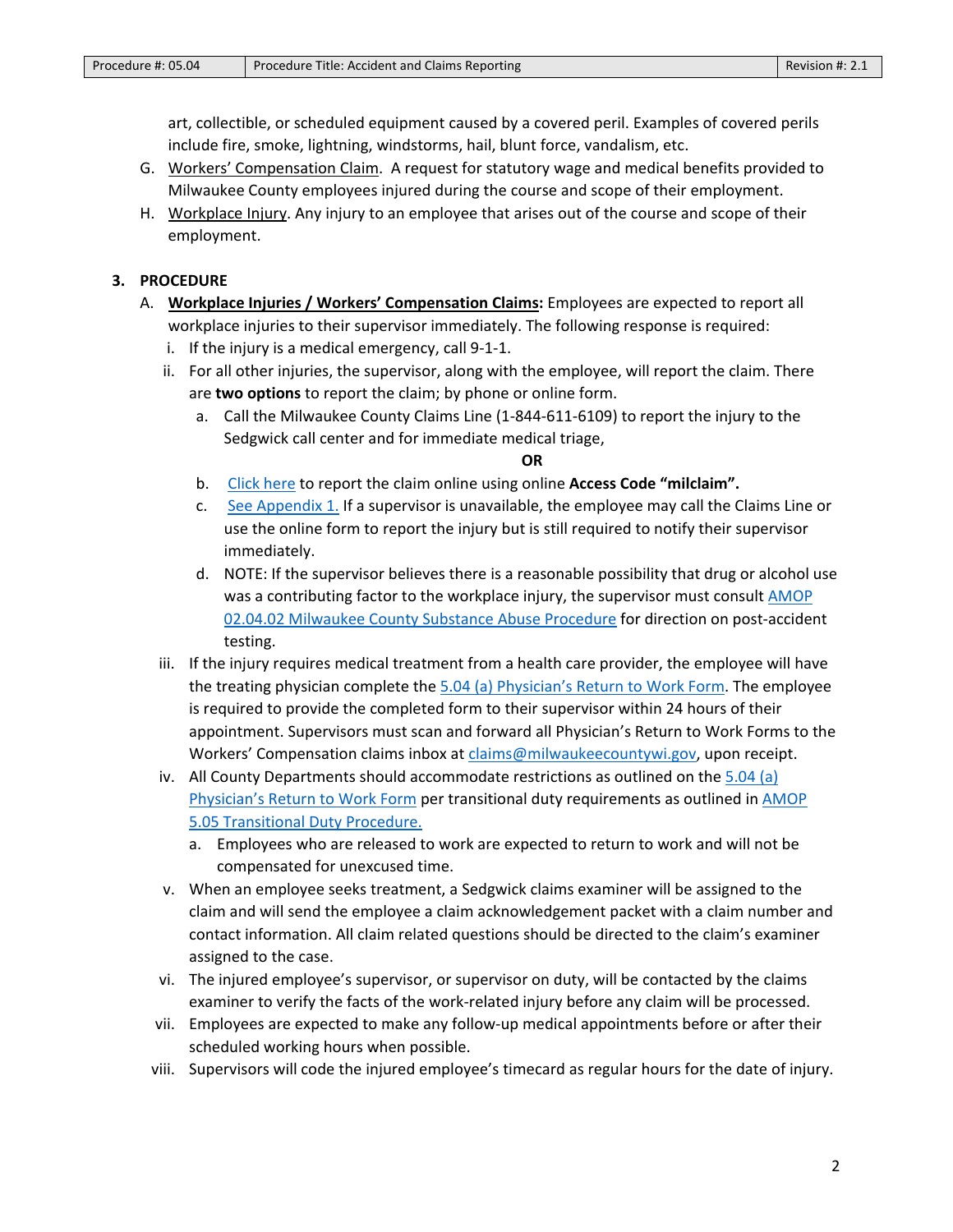art, collectible, or scheduled equipment caused by a covered peril. Examples of covered perils include fire, smoke, lightning, windstorms, hail, blunt force, vandalism, etc.

G. Workers' Compensation Claim. A request for statutory wage and medical benefits provided to Milwaukee County employees injured during the course and scope of their employment.

H. Workplace Injury. Any injury to an employee that arises out of the course and scope of their employment.

## 3. PROCEDURE

A. **Workplace Injuries / Workers' Compensation Claims:** Employees are expected to report all workplace injuries to their supervisor immediately. The following response is required:

i. If the injury is a medical emergency, call 9-1-1.

ii. For all other injuries, the supervisor, along with the employee, will report the claim. There are **two options** to report the claim; by phone or online form.

a. Call the Milwaukee County Claims Line (1-844-611-6109) to report the injury to the Sedgwick call center and for immediate medical triage,

**OR**

b. Click here to report the claim online using online **Access Code "milclaim".**

c. See Appendix 1. If a supervisor is unavailable, the employee may call the Claims Line or use the online form to report the injury but is still required to notify their supervisor immediately.

d. NOTE: If the supervisor believes there is a reasonable possibility that drug or alcohol use was a contributing factor to the workplace injury, the supervisor must consult AMOP 02.04.02 Milwaukee County Substance Abuse Procedure for direction on post-accident testing.

iii. If the injury requires medical treatment from a health care provider, the employee will have the treating physician complete the 5.04 (a) Physician's Return to Work Form. The employee is required to provide the completed form to their supervisor within 24 hours of their appointment. Supervisors must scan and forward all Physician's Return to Work Forms to the Workers' Compensation claims inbox at claims@milwaukeecountywi.gov, upon receipt.

iv. All County Departments should accommodate restrictions as outlined on the 5.04 (a) Physician's Return to Work Form per transitional duty requirements as outlined in AMOP 5.05 Transitional Duty Procedure.

a. Employees who are released to work are expected to return to work and will not be compensated for unexcused time.

v. When an employee seeks treatment, a Sedgwick claims examiner will be assigned to the claim and will send the employee a claim acknowledgement packet with a claim number and contact information. All claim related questions should be directed to the claim's examiner assigned to the case.

vi. The injured employee's supervisor, or supervisor on duty, will be contacted by the claims examiner to verify the facts of the work-related injury before any claim will be processed.

vii. Employees are expected to make any follow-up medical appointments before or after their scheduled working hours when possible.

viii. Supervisors will code the injured employee's timecard as regular hours for the date of injury.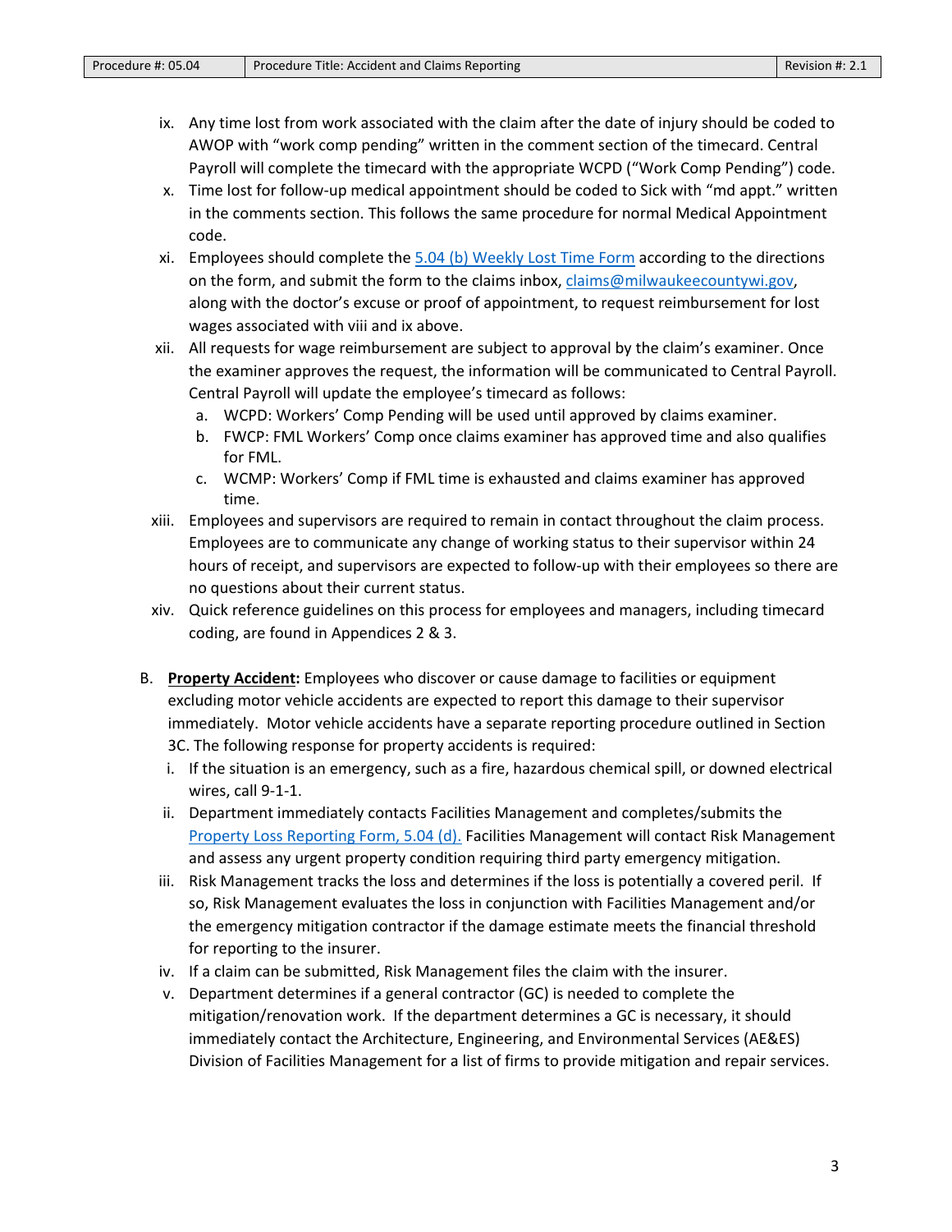- ix. Any time lost from work associated with the claim after the date of injury should be coded to AWOP with "work comp pending" written in the comment section of the timecard. Central Payroll will complete the timecard with the appropriate WCPD ("Work Comp Pending") code.
- x. Time lost for follow-up medical appointment should be coded to Sick with "md appt." written in the comments section. This follows the same procedure for normal Medical Appointment code.
- xi. Employees should complete the [5.04 (b) Weekly Lost Time Form]() according to the directions on the form, and submit the form to the claims inbox, [claims@milwaukeecountywi.gov](mailto:claims@milwaukeecountywi.gov), along with the doctor's excuse or proof of appointment, to request reimbursement for lost wages associated with viii and ix above.
- xii. All requests for wage reimbursement are subject to approval by the claim's examiner. Once the examiner approves the request, the information will be communicated to Central Payroll. Central Payroll will update the employee's timecard as follows:
  - a. WCPD: Workers' Comp Pending will be used until approved by claims examiner.
  - b. FWCP: FML Workers' Comp once claims examiner has approved time and also qualifies for FML.
  - c. WCMP: Workers' Comp if FML time is exhausted and claims examiner has approved time.
- xiii. Employees and supervisors are required to remain in contact throughout the claim process. Employees are to communicate any change of working status to their supervisor within 24 hours of receipt, and supervisors are expected to follow-up with their employees so there are no questions about their current status.
- xiv. Quick reference guidelines on this process for employees and managers, including timecard coding, are found in Appendices 2 & 3.

B. **<u>Property Accident</u>:** Employees who discover or cause damage to facilities or equipment excluding motor vehicle accidents are expected to report this damage to their supervisor immediately. Motor vehicle accidents have a separate reporting procedure outlined in Section 3C. The following response for property accidents is required:

- i. If the situation is an emergency, such as a fire, hazardous chemical spill, or downed electrical wires, call 9-1-1.
- ii. Department immediately contacts Facilities Management and completes/submits the [Property Loss Reporting Form, 5.04 (d).]() Facilities Management will contact Risk Management and assess any urgent property condition requiring third party emergency mitigation.
- iii. Risk Management tracks the loss and determines if the loss is potentially a covered peril. If so, Risk Management evaluates the loss in conjunction with Facilities Management and/or the emergency mitigation contractor if the damage estimate meets the financial threshold for reporting to the insurer.
- iv. If a claim can be submitted, Risk Management files the claim with the insurer.
- v. Department determines if a general contractor (GC) is needed to complete the mitigation/renovation work. If the department determines a GC is necessary, it should immediately contact the Architecture, Engineering, and Environmental Services (AE&ES) Division of Facilities Management for a list of firms to provide mitigation and repair services.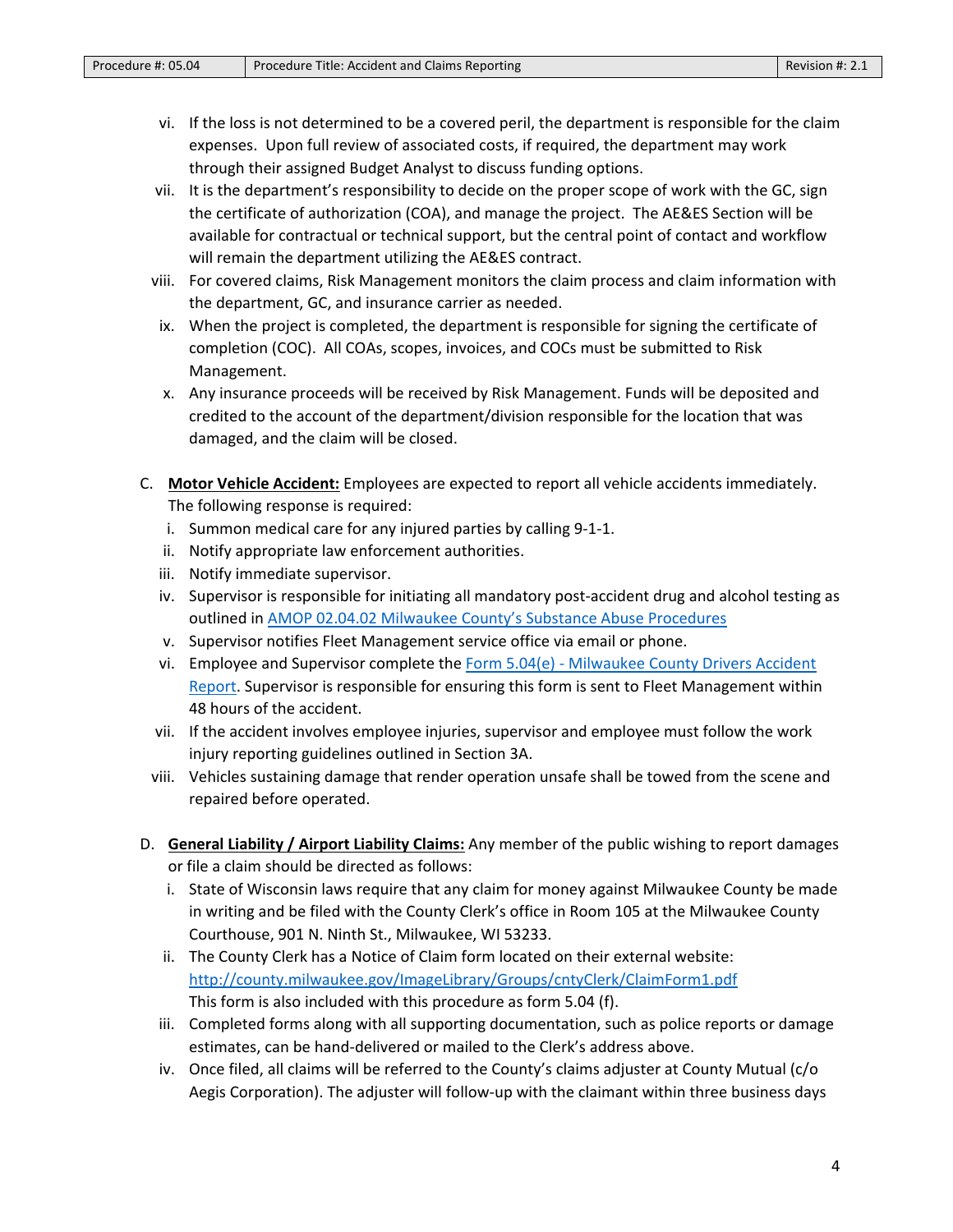vi. If the loss is not determined to be a covered peril, the department is responsible for the claim expenses. Upon full review of associated costs, if required, the department may work through their assigned Budget Analyst to discuss funding options.

vii. It is the department's responsibility to decide on the proper scope of work with the GC, sign the certificate of authorization (COA), and manage the project. The AE&ES Section will be available for contractual or technical support, but the central point of contact and workflow will remain the department utilizing the AE&ES contract.

viii. For covered claims, Risk Management monitors the claim process and claim information with the department, GC, and insurance carrier as needed.

ix. When the project is completed, the department is responsible for signing the certificate of completion (COC). All COAs, scopes, invoices, and COCs must be submitted to Risk Management.

x. Any insurance proceeds will be received by Risk Management. Funds will be deposited and credited to the account of the department/division responsible for the location that was damaged, and the claim will be closed.

C. **Motor Vehicle Accident:** Employees are expected to report all vehicle accidents immediately. The following response is required:

i. Summon medical care for any injured parties by calling 9-1-1.

ii. Notify appropriate law enforcement authorities.

iii. Notify immediate supervisor.

iv. Supervisor is responsible for initiating all mandatory post-accident drug and alcohol testing as outlined in [AMOP 02.04.02 Milwaukee County's Substance Abuse Procedures]

v. Supervisor notifies Fleet Management service office via email or phone.

vi. Employee and Supervisor complete the [Form 5.04(e) - Milwaukee County Drivers Accident Report]. Supervisor is responsible for ensuring this form is sent to Fleet Management within 48 hours of the accident.

vii. If the accident involves employee injuries, supervisor and employee must follow the work injury reporting guidelines outlined in Section 3A.

viii. Vehicles sustaining damage that render operation unsafe shall be towed from the scene and repaired before operated.

D. **General Liability / Airport Liability Claims:** Any member of the public wishing to report damages or file a claim should be directed as follows:

i. State of Wisconsin laws require that any claim for money against Milwaukee County be made in writing and be filed with the County Clerk's office in Room 105 at the Milwaukee County Courthouse, 901 N. Ninth St., Milwaukee, WI 53233.

ii. The County Clerk has a Notice of Claim form located on their external website: http://county.milwaukee.gov/ImageLibrary/Groups/cntyClerk/ClaimForm1.pdf This form is also included with this procedure as form 5.04 (f).

iii. Completed forms along with all supporting documentation, such as police reports or damage estimates, can be hand-delivered or mailed to the Clerk's address above.

iv. Once filed, all claims will be referred to the County's claims adjuster at County Mutual (c/o Aegis Corporation). The adjuster will follow-up with the claimant within three business days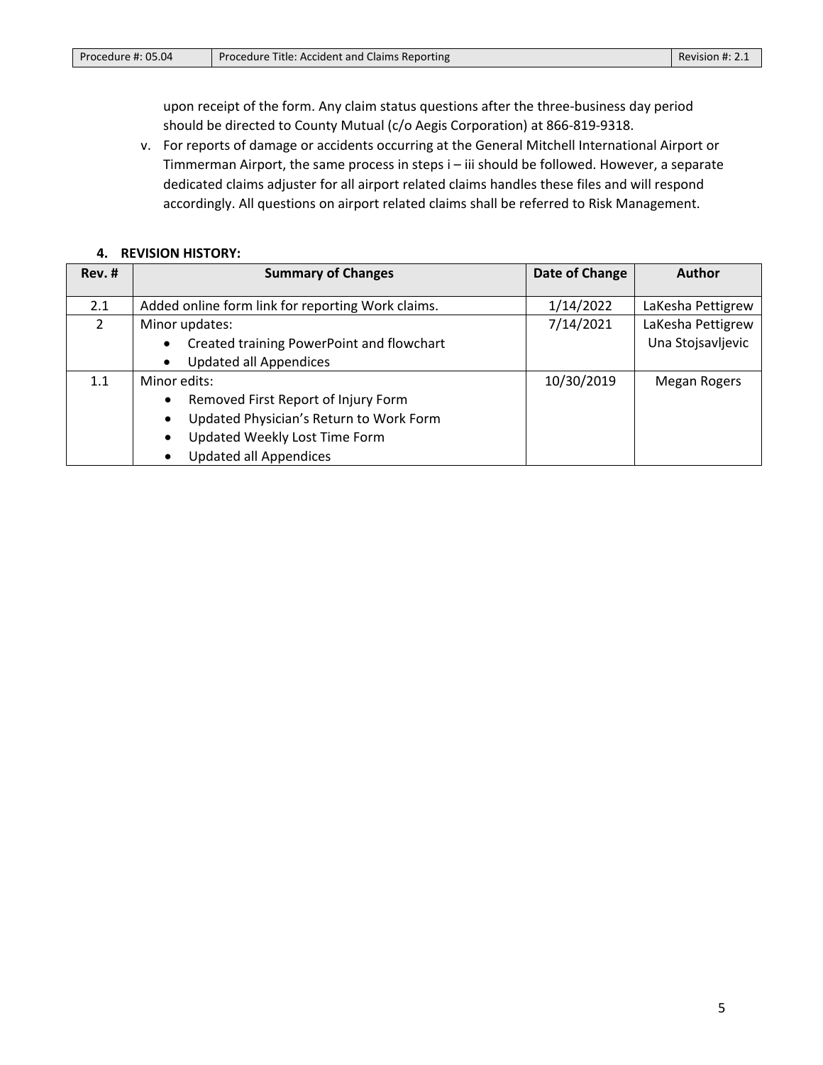upon receipt of the form. Any claim status questions after the three-business day period should be directed to County Mutual (c/o Aegis Corporation) at 866-819-9318.

v. For reports of damage or accidents occurring at the General Mitchell International Airport or Timmerman Airport, the same process in steps i – iii should be followed. However, a separate dedicated claims adjuster for all airport related claims handles these files and will respond accordingly. All questions on airport related claims shall be referred to Risk Management.

## 4. REVISION HISTORY:

| Rev. # | Summary of Changes | Date of Change | Author |
|---|---|---|---|
| 2.1 | Added online form link for reporting Work claims. | 1/14/2022 | LaKesha Pettigrew |
| 2 | Minor updates:<br>• Created training PowerPoint and flowchart<br>• Updated all Appendices | 7/14/2021 | LaKesha Pettigrew<br>Una Stojsavljevic |
| 1.1 | Minor edits:<br>• Removed First Report of Injury Form<br>• Updated Physician's Return to Work Form<br>• Updated Weekly Lost Time Form<br>• Updated all Appendices | 10/30/2019 | Megan Rogers |